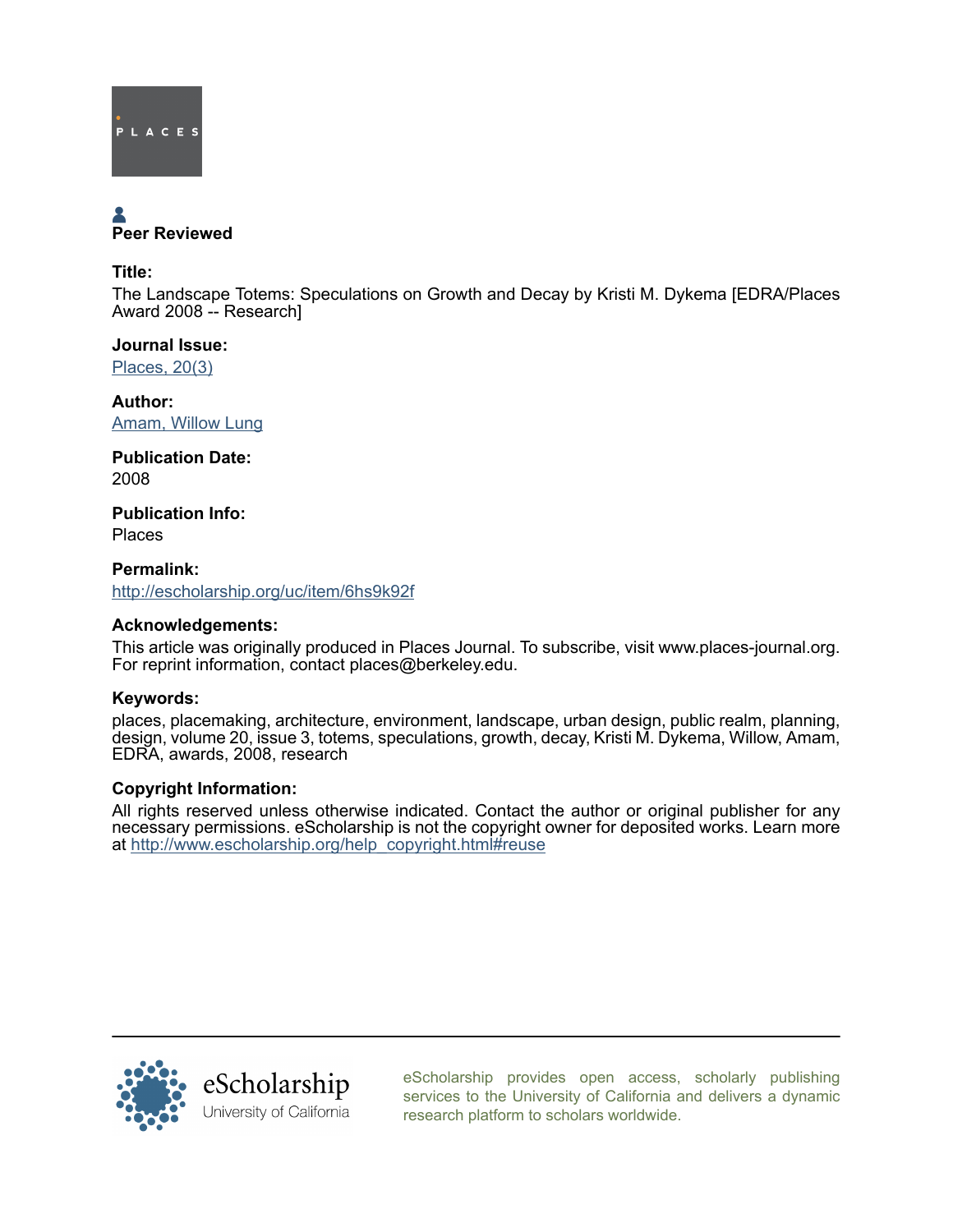PLACES

Peer Reviewed

**Title:**
The Landscape Totems: Speculations on Growth and Decay by Kristi M. Dykema [EDRA/Places Award 2008 -- Research]

**Journal Issue:**
[Places, 20(3)](Places, 20(3))

**Author:**
[Amam, Willow Lung](Amam, Willow Lung)

**Publication Date:**
2008

**Publication Info:**
Places

**Permalink:**
http://escholarship.org/uc/item/6hs9k92f

**Acknowledgements:**
This article was originally produced in Places Journal. To subscribe, visit www.places-journal.org. For reprint information, contact places@berkeley.edu.

**Keywords:**
places, placemaking, architecture, environment, landscape, urban design, public realm, planning, design, volume 20, issue 3, totems, speculations, growth, decay, Kristi M. Dykema, Willow, Amam, EDRA, awards, 2008, research

**Copyright Information:**
All rights reserved unless otherwise indicated. Contact the author or original publisher for any necessary permissions. eScholarship is not the copyright owner for deposited works. Learn more at http://www.escholarship.org/help_copyright.html#reuse

eScholarship
University of California

eScholarship provides open access, scholarly publishing services to the University of California and delivers a dynamic research platform to scholars worldwide.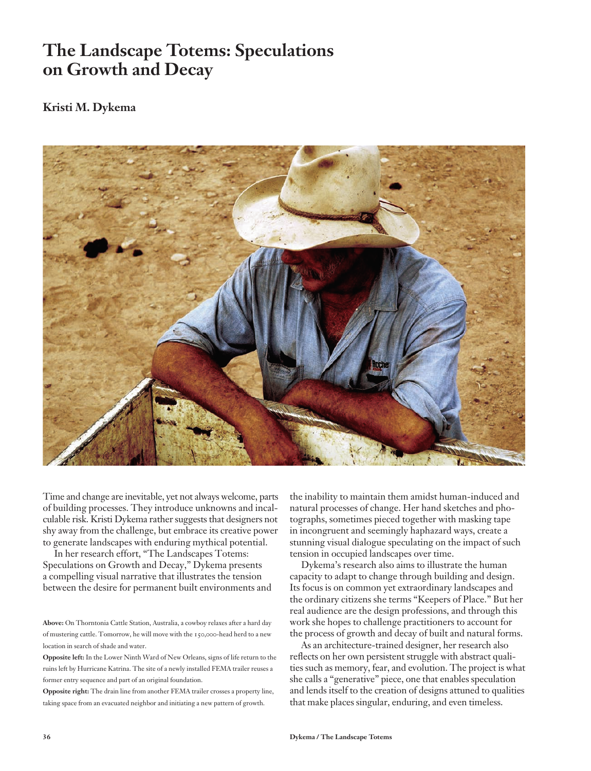# The Landscape Totems: Speculations on Growth and Decay

**Kristi M. Dykema**

Time and change are inevitable, yet not always welcome, parts of building processes. They introduce unknowns and incalculable risk. Kristi Dykema rather suggests that designers not shy away from the challenge, but embrace its creative power to generate landscapes with enduring mythical potential.

In her research effort, "The Landscapes Totems: Speculations on Growth and Decay," Dykema presents a compelling visual narrative that illustrates the tension between the desire for permanent built environments and the inability to maintain them amidst human-induced and natural processes of change. Her hand sketches and photographs, sometimes pieced together with masking tape in incongruent and seemingly haphazard ways, create a stunning visual dialogue speculating on the impact of such tension in occupied landscapes over time.

Dykema's research also aims to illustrate the human capacity to adapt to change through building and design. Its focus is on common yet extraordinary landscapes and the ordinary citizens she terms "Keepers of Place." But her real audience are the design professions, and through this work she hopes to challenge practitioners to account for the process of growth and decay of built and natural forms.

As an architecture-trained designer, her research also reflects on her own persistent struggle with abstract qualities such as memory, fear, and evolution. The project is what she calls a "generative" piece, one that enables speculation and lends itself to the creation of designs attuned to qualities that make places singular, enduring, and even timeless.

**Above:** On Thorntonia Cattle Station, Australia, a cowboy relaxes after a hard day of mustering cattle. Tomorrow, he will move with the 150,000-head herd to a new location in search of shade and water.

**Opposite left:** In the Lower Ninth Ward of New Orleans, signs of life return to the ruins left by Hurricane Katrina. The site of a newly installed FEMA trailer reuses a former entry sequence and part of an original foundation.

**Opposite right:** The drain line from another FEMA trailer crosses a property line, taking space from an evacuated neighbor and initiating a new pattern of growth.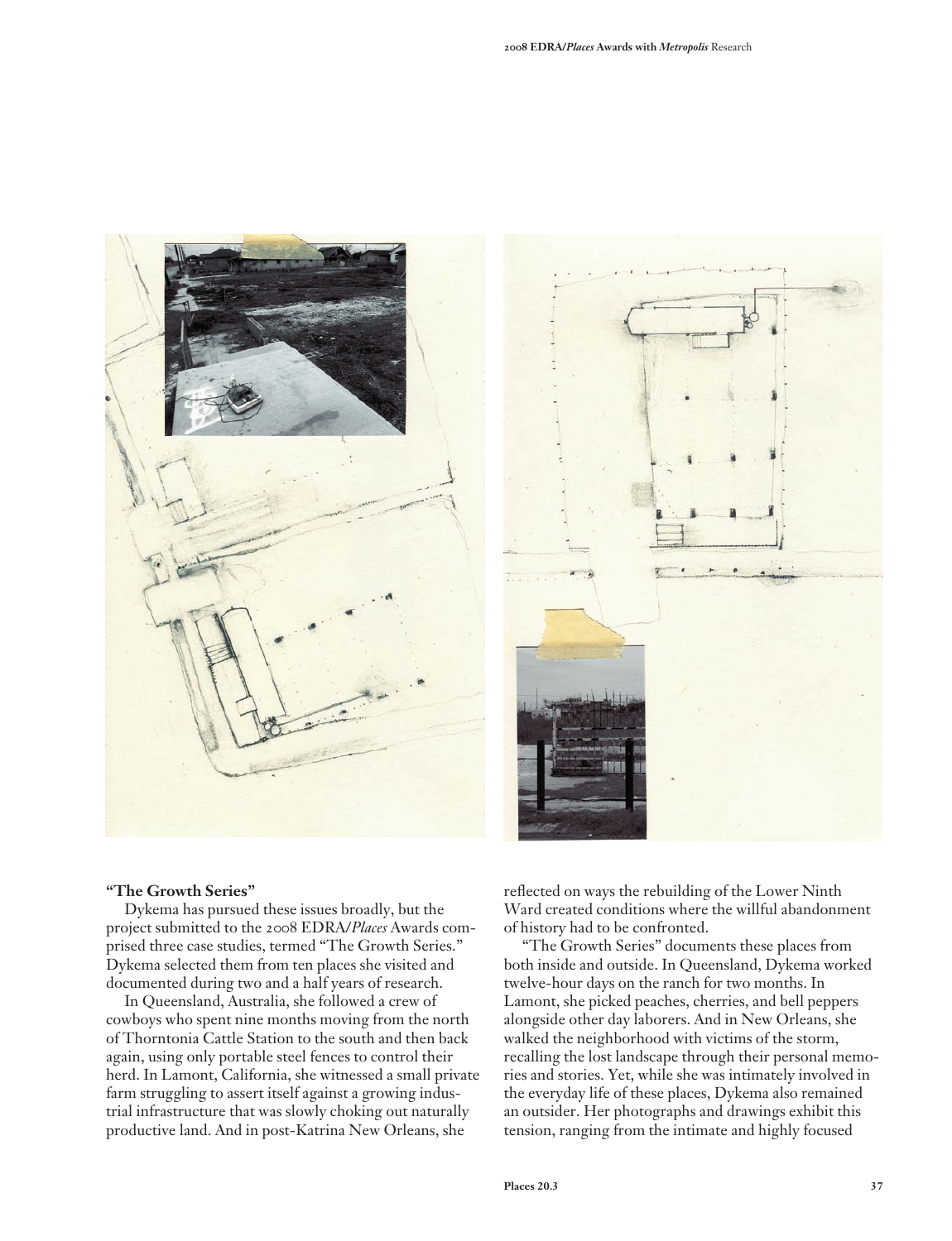**"The Growth Series"**

Dykema has pursued these issues broadly, but the project submitted to the 2008 EDRA/*Places* Awards comprised three case studies, termed "The Growth Series." Dykema selected them from ten places she visited and documented during two and a half years of research.

In Queensland, Australia, she followed a crew of cowboys who spent nine months moving from the north of Thorntonia Cattle Station to the south and then back again, using only portable steel fences to control their herd. In Lamont, California, she witnessed a small private farm struggling to assert itself against a growing industrial infrastructure that was slowly choking out naturally productive land. And in post-Katrina New Orleans, she reflected on ways the rebuilding of the Lower Ninth Ward created conditions where the willful abandonment of history had to be confronted.

"The Growth Series" documents these places from both inside and outside. In Queensland, Dykema worked twelve-hour days on the ranch for two months. In Lamont, she picked peaches, cherries, and bell peppers alongside other day laborers. And in New Orleans, she walked the neighborhood with victims of the storm, recalling the lost landscape through their personal memories and stories. Yet, while she was intimately involved in the everyday life of these places, Dykema also remained an outsider. Her photographs and drawings exhibit this tension, ranging from the intimate and highly focused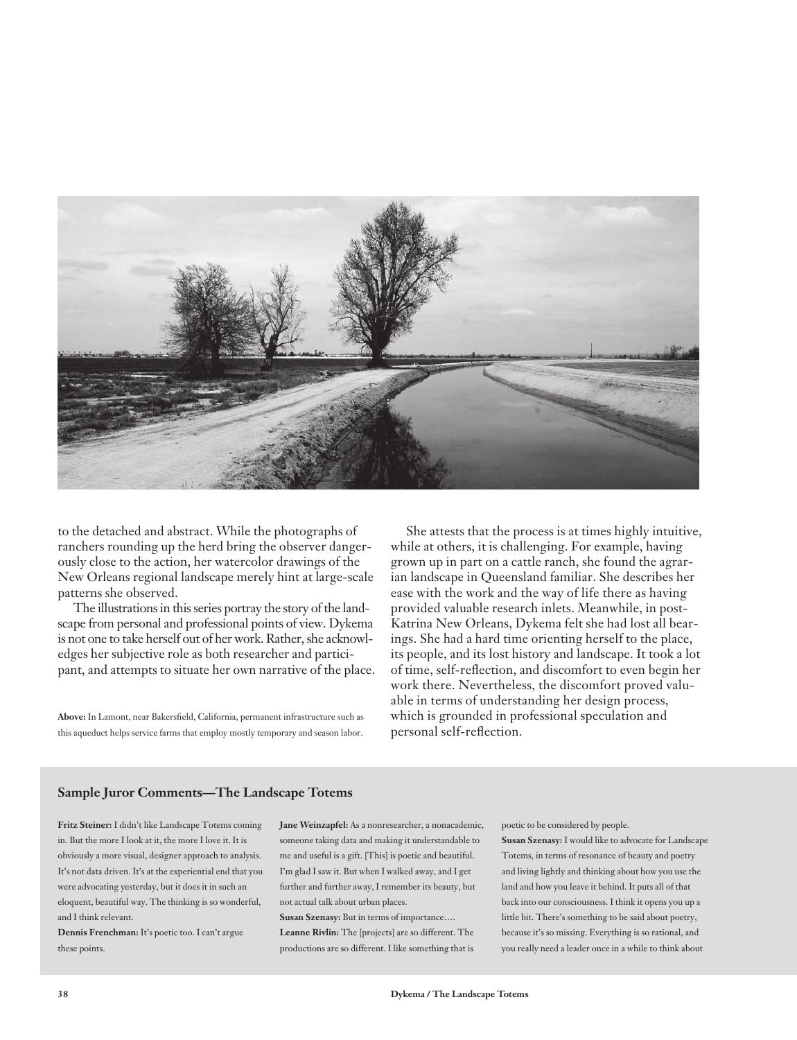to the detached and abstract. While the photographs of ranchers rounding up the herd bring the observer dangerously close to the action, her watercolor drawings of the New Orleans regional landscape merely hint at large-scale patterns she observed.

The illustrations in this series portray the story of the landscape from personal and professional points of view. Dykema is not one to take herself out of her work. Rather, she acknowledges her subjective role as both researcher and participant, and attempts to situate her own narrative of the place.

**Above:** In Lamont, near Bakersfield, California, permanent infrastructure such as this aqueduct helps service farms that employ mostly temporary and season labor.

She attests that the process is at times highly intuitive, while at others, it is challenging. For example, having grown up in part on a cattle ranch, she found the agrarian landscape in Queensland familiar. She describes her ease with the work and the way of life there as having provided valuable research inlets. Meanwhile, in post-Katrina New Orleans, Dykema felt she had lost all bearings. She had a hard time orienting herself to the place, its people, and its lost history and landscape. It took a lot of time, self-reflection, and discomfort to even begin her work there. Nevertheless, the discomfort proved valuable in terms of understanding her design process, which is grounded in professional speculation and personal self-reflection.

### Sample Juror Comments—The Landscape Totems

**Fritz Steiner:** I didn't like Landscape Totems coming in. But the more I look at it, the more I love it. It is obviously a more visual, designer approach to analysis. It's not data driven. It's at the experiential end that you were advocating yesterday, but it does it in such an eloquent, beautiful way. The thinking is so wonderful, and I think relevant.

**Dennis Frenchman:** It's poetic too. I can't argue these points.

**Jane Weinzapfel:** As a nonresearcher, a nonacademic, someone taking data and making it understandable to me and useful is a gift. [This] is poetic and beautiful. I'm glad I saw it. But when I walked away, and I get further and further away, I remember its beauty, but not actual talk about urban places.

**Susan Szenasy:** But in terms of importance....

**Leanne Rivlin:** The [projects] are so different. The productions are so different. I like something that is poetic to be considered by people.

**Susan Szenasy:** I would like to advocate for Landscape Totems, in terms of resonance of beauty and poetry and living lightly and thinking about how you use the land and how you leave it behind. It puts all of that back into our consciousness. I think it opens you up a little bit. There's something to be said about poetry, because it's so missing. Everything is so rational, and you really need a leader once in a while to think about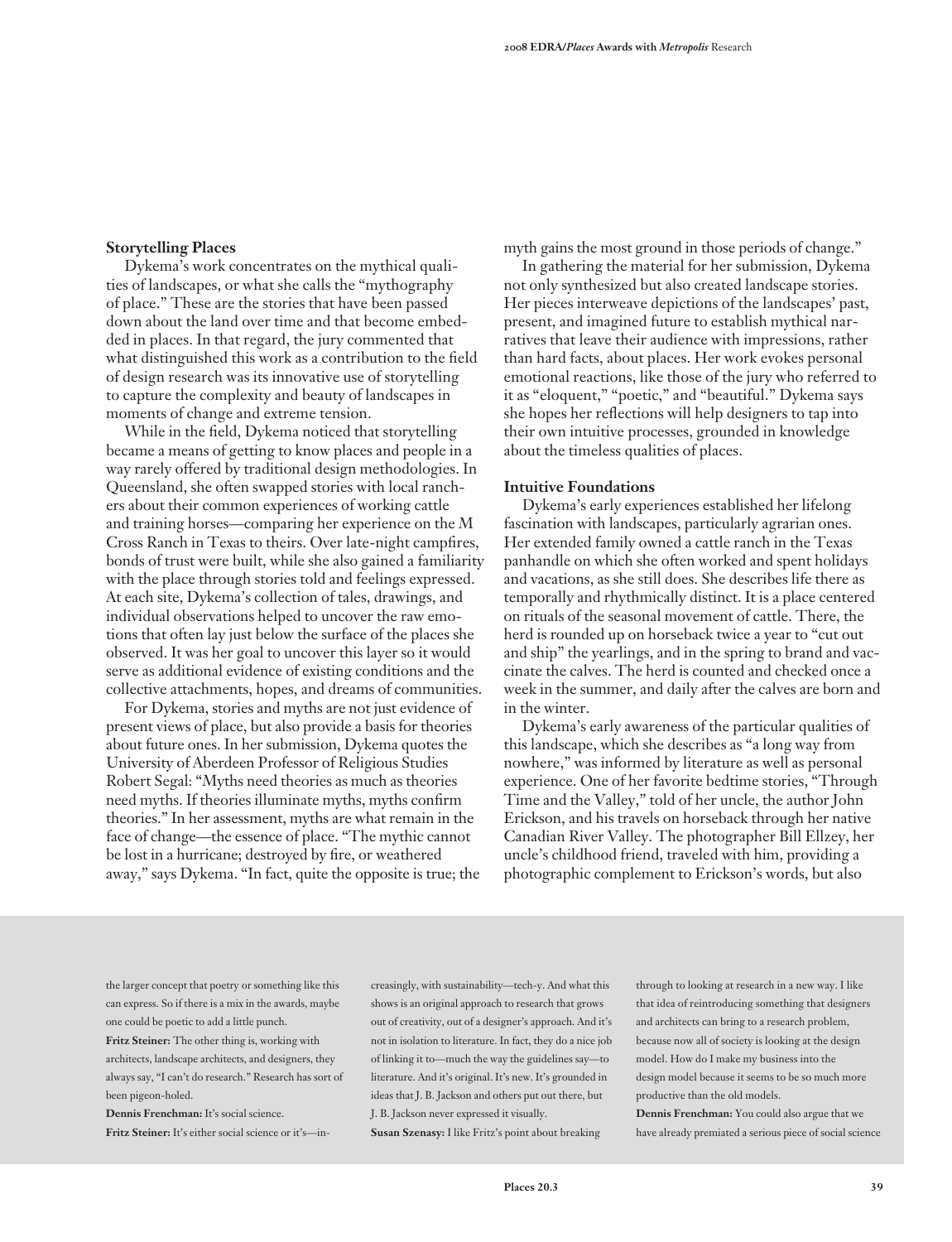## Storytelling Places

Dykema's work concentrates on the mythical qualities of landscapes, or what she calls the "mythography of place." These are the stories that have been passed down about the land over time and that become embedded in places. In that regard, the jury commented that what distinguished this work as a contribution to the field of design research was its innovative use of storytelling to capture the complexity and beauty of landscapes in moments of change and extreme tension.

While in the field, Dykema noticed that storytelling became a means of getting to know places and people in a way rarely offered by traditional design methodologies. In Queensland, she often swapped stories with local ranchers about their common experiences of working cattle and training horses—comparing her experience on the M Cross Ranch in Texas to theirs. Over late-night campfires, bonds of trust were built, while she also gained a familiarity with the place through stories told and feelings expressed. At each site, Dykema's collection of tales, drawings, and individual observations helped to uncover the raw emotions that often lay just below the surface of the places she observed. It was her goal to uncover this layer so it would serve as additional evidence of existing conditions and the collective attachments, hopes, and dreams of communities.

For Dykema, stories and myths are not just evidence of present views of place, but also provide a basis for theories about future ones. In her submission, Dykema quotes the University of Aberdeen Professor of Religious Studies Robert Segal: "Myths need theories as much as theories need myths. If theories illuminate myths, myths confirm theories." In her assessment, myths are what remain in the face of change—the essence of place. "The mythic cannot be lost in a hurricane; destroyed by fire, or weathered away," says Dykema. "In fact, quite the opposite is true; the myth gains the most ground in those periods of change."

In gathering the material for her submission, Dykema not only synthesized but also created landscape stories. Her pieces interweave depictions of the landscapes' past, present, and imagined future to establish mythical narratives that leave their audience with impressions, rather than hard facts, about places. Her work evokes personal emotional reactions, like those of the jury who referred to it as "eloquent," "poetic," and "beautiful." Dykema says she hopes her reflections will help designers to tap into their own intuitive processes, grounded in knowledge about the timeless qualities of places.

## Intuitive Foundations

Dykema's early experiences established her lifelong fascination with landscapes, particularly agrarian ones. Her extended family owned a cattle ranch in the Texas panhandle on which she often worked and spent holidays and vacations, as she still does. She describes life there as temporally and rhythmically distinct. It is a place centered on rituals of the seasonal movement of cattle. There, the herd is rounded up on horseback twice a year to "cut out and ship" the yearlings, and in the spring to brand and vaccinate the calves. The herd is counted and checked once a week in the summer, and daily after the calves are born and in the winter.

Dykema's early awareness of the particular qualities of this landscape, which she describes as "a long way from nowhere," was informed by literature as well as personal experience. One of her favorite bedtime stories, "Through Time and the Valley," told of her uncle, the author John Erickson, and his travels on horseback through her native Canadian River Valley. The photographer Bill Ellzey, her uncle's childhood friend, traveled with him, providing a photographic complement to Erickson's words, but also

---

the larger concept that poetry or something like this can express. So if there is a mix in the awards, maybe one could be poetic to add a little punch.

**Fritz Steiner:** The other thing is, working with architects, landscape architects, and designers, they always say, "I can't do research." Research has sort of been pigeon-holed.

**Dennis Frenchman:** It's social science.

**Fritz Steiner:** It's either social science or it's—increasingly, with sustainability—tech-y. And what this shows is an original approach to research that grows out of creativity, out of a designer's approach. And it's not in isolation to literature. In fact, they do a nice job of linking it to—much the way the guidelines say—to literature. And it's original. It's new. It's grounded in ideas that J. B. Jackson and others put out there, but J. B. Jackson never expressed it visually.

**Susan Szenasy:** I like Fritz's point about breaking through to looking at research in a new way. I like that idea of reintroducing something that designers and architects can bring to a research problem, because now all of society is looking at the design model. How do I make my business into the design model because it seems to be so much more productive than the old models.

**Dennis Frenchman:** You could also argue that we have already premiated a serious piece of social science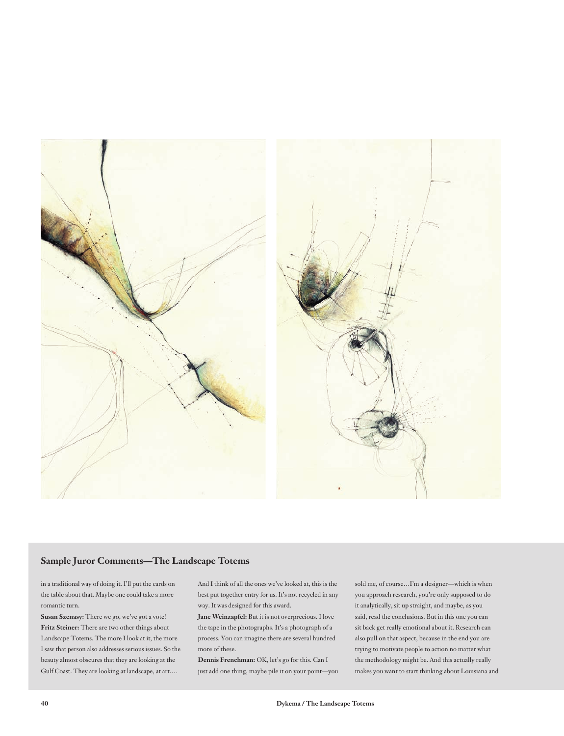## Sample Juror Comments—The Landscape Totems

in a traditional way of doing it. I'll put the cards on the table about that. Maybe one could take a more romantic turn.

**Susan Szenasy:** There we go, we've got a vote!

**Fritz Steiner:** There are two other things about Landscape Totems. The more I look at it, the more I saw that person also addresses serious issues. So the beauty almost obscures that they are looking at the Gulf Coast. They are looking at landscape, at art.... And I think of all the ones we've looked at, this is the best put together entry for us. It's not recycled in any way. It was designed for this award.

**Jane Weinzapfel:** But it is not overprecious. I love the tape in the photographs. It's a photograph of a process. You can imagine there are several hundred more of these.

**Dennis Frenchman:** OK, let's go for this. Can I just add one thing, maybe pile it on your point—you sold me, of course…I'm a designer—which is when you approach research, you're only supposed to do it analytically, sit up straight, and maybe, as you said, read the conclusions. But in this one you can sit back get really emotional about it. Research can also pull on that aspect, because in the end you are trying to motivate people to action no matter what the methodology might be. And this actually really makes you want to start thinking about Louisiana and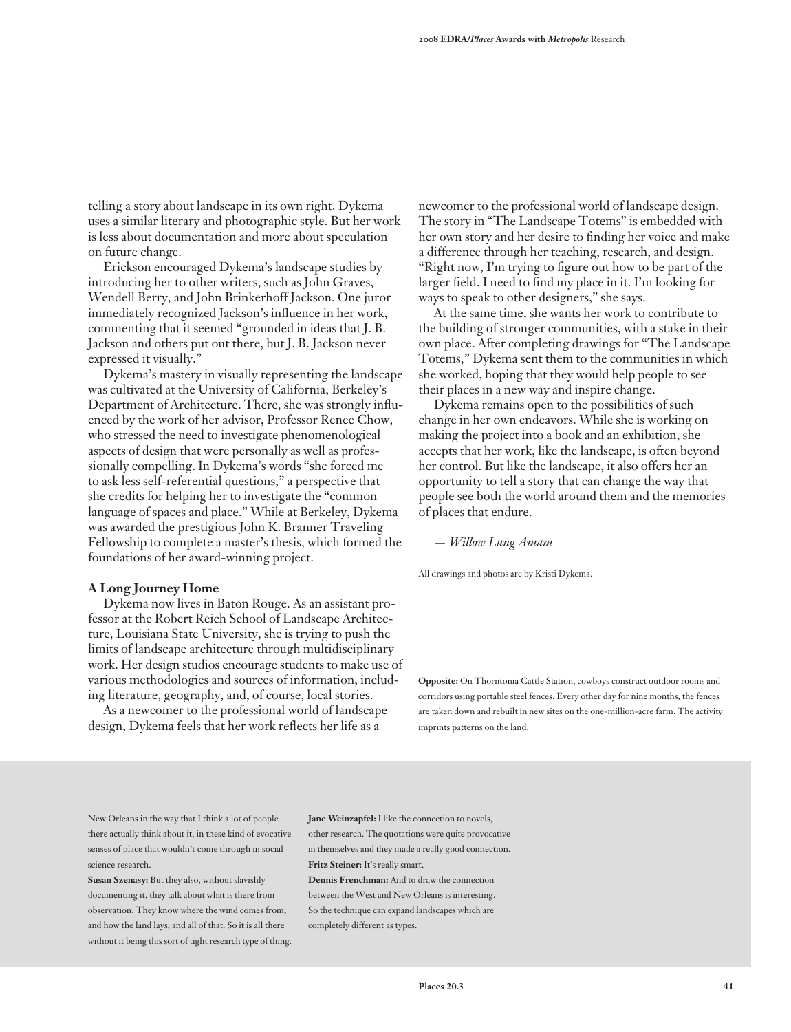telling a story about landscape in its own right. Dykema uses a similar literary and photographic style. But her work is less about documentation and more about speculation on future change.

Erickson encouraged Dykema's landscape studies by introducing her to other writers, such as John Graves, Wendell Berry, and John Brinkerhoff Jackson. One juror immediately recognized Jackson's influence in her work, commenting that it seemed "grounded in ideas that J. B. Jackson and others put out there, but J. B. Jackson never expressed it visually."

Dykema's mastery in visually representing the landscape was cultivated at the University of California, Berkeley's Department of Architecture. There, she was strongly influenced by the work of her advisor, Professor Renee Chow, who stressed the need to investigate phenomenological aspects of design that were personally as well as professionally compelling. In Dykema's words "she forced me to ask less self-referential questions," a perspective that she credits for helping her to investigate the "common language of spaces and place." While at Berkeley, Dykema was awarded the prestigious John K. Branner Traveling Fellowship to complete a master's thesis, which formed the foundations of her award-winning project.

### A Long Journey Home

Dykema now lives in Baton Rouge. As an assistant professor at the Robert Reich School of Landscape Architecture, Louisiana State University, she is trying to push the limits of landscape architecture through multidisciplinary work. Her design studios encourage students to make use of various methodologies and sources of information, including literature, geography, and, of course, local stories.

As a newcomer to the professional world of landscape design, Dykema feels that her work reflects her life as a newcomer to the professional world of landscape design. The story in "The Landscape Totems" is embedded with her own story and her desire to finding her voice and make a difference through her teaching, research, and design. "Right now, I'm trying to figure out how to be part of the larger field. I need to find my place in it. I'm looking for ways to speak to other designers," she says.

At the same time, she wants her work to contribute to the building of stronger communities, with a stake in their own place. After completing drawings for "The Landscape Totems," Dykema sent them to the communities in which she worked, hoping that they would help people to see their places in a new way and inspire change.

Dykema remains open to the possibilities of such change in her own endeavors. While she is working on making the project into a book and an exhibition, she accepts that her work, like the landscape, is often beyond her control. But like the landscape, it also offers her an opportunity to tell a story that can change the way that people see both the world around them and the memories of places that endure.

*— Willow Lung Amam*

All drawings and photos are by Kristi Dykema.

**Opposite:** On Thorntonia Cattle Station, cowboys construct outdoor rooms and corridors using portable steel fences. Every other day for nine months, the fences are taken down and rebuilt in new sites on the one-million-acre farm. The activity imprints patterns on the land.

New Orleans in the way that I think a lot of people there actually think about it, in these kind of evocative senses of place that wouldn't come through in social science research.

**Susan Szenasy:** But they also, without slavishly documenting it, they talk about what is there from observation. They know where the wind comes from, and how the land lays, and all of that. So it is all there without it being this sort of tight research type of thing.

**Jane Weinzapfel:** I like the connection to novels, other research. The quotations were quite provocative in themselves and they made a really good connection.

**Fritz Steiner:** It's really smart.

**Dennis Frenchman:** And to draw the connection between the West and New Orleans is interesting. So the technique can expand landscapes which are completely different as types.